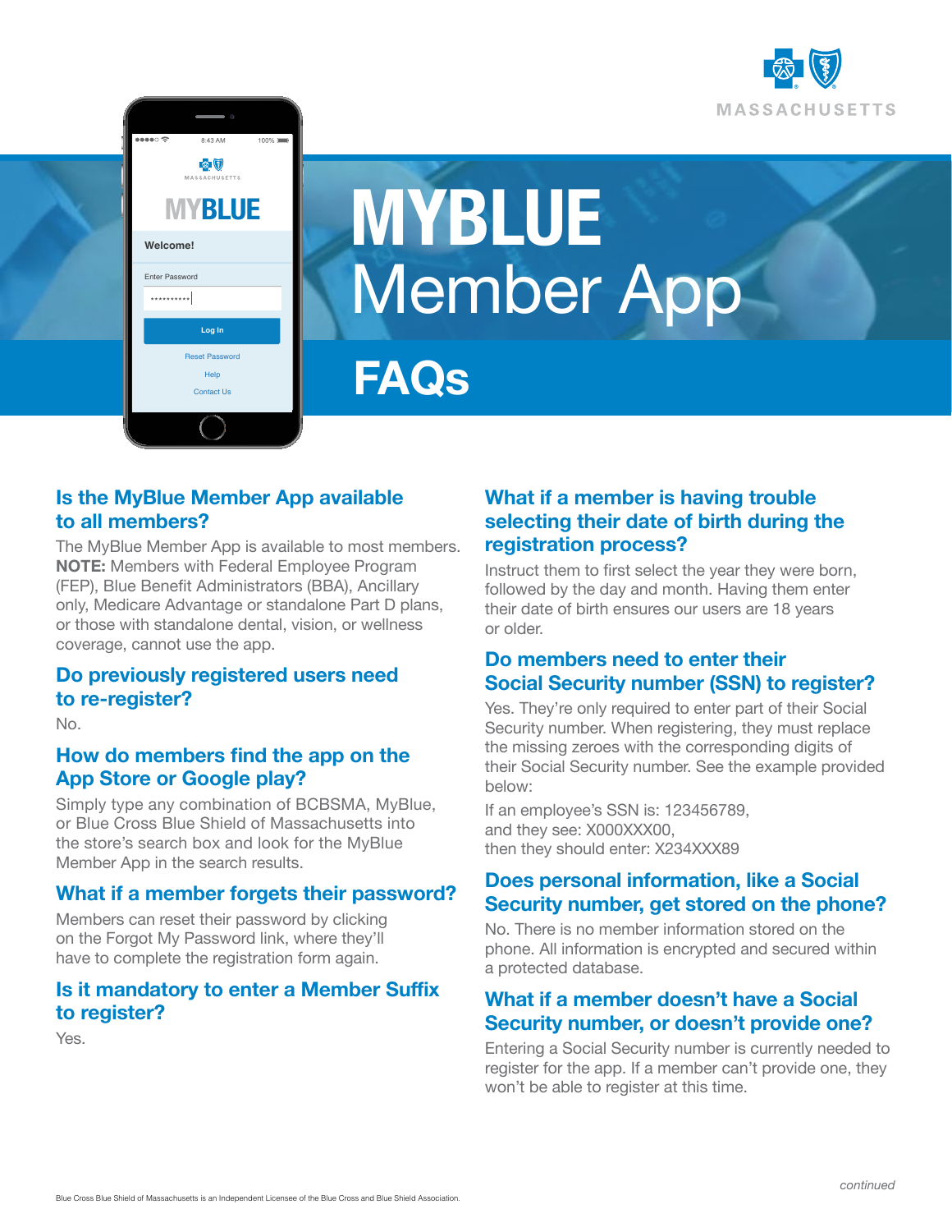# MYBLUE Member App FAQs

## Is the MyBlue Member App available to all members?

The MyBlue Member App is available to most members. **NOTE:** Members with Federal Employee Program (FEP), Blue Benefit Administrators (BBA), Ancillary only, Medicare Advantage or standalone Part D plans, or those with standalone dental, vision, or wellness coverage, cannot use the app.

## Do previously registered users need to re-register?

No.

## How do members find the app on the App Store or Google play?

Simply type any combination of BCBSMA, MyBlue, or Blue Cross Blue Shield of Massachusetts into the store's search box and look for the MyBlue Member App in the search results.

## What if a member forgets their password?

Members can reset their password by clicking on the Forgot My Password link, where they'll have to complete the registration form again.

## Is it mandatory to enter a Member Suffix to register?

Yes.

## What if a member is having trouble selecting their date of birth during the registration process?

Instruct them to first select the year they were born, followed by the day and month. Having them enter their date of birth ensures our users are 18 years or older.

## Do members need to enter their Social Security number (SSN) to register?

Yes. They're only required to enter part of their Social Security number. When registering, they must replace the missing zeroes with the corresponding digits of their Social Security number. See the example provided below:

If an employee's SSN is: 123456789,
and they see: X000XXX00,
then they should enter: X234XXX89

## Does personal information, like a Social Security number, get stored on the phone?

No. There is no member information stored on the phone. All information is encrypted and secured within a protected database.

## What if a member doesn't have a Social Security number, or doesn't provide one?

Entering a Social Security number is currently needed to register for the app. If a member can't provide one, they won't be able to register at this time.

*continued*

Blue Cross Blue Shield of Massachusetts is an Independent Licensee of the Blue Cross and Blue Shield Association.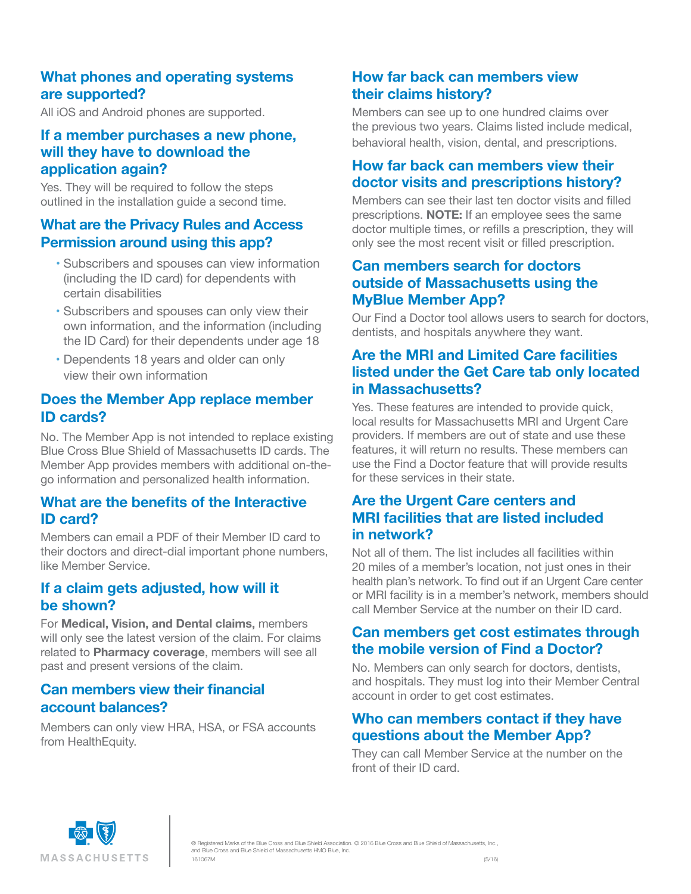## What phones and operating systems are supported?

All iOS and Android phones are supported.

## If a member purchases a new phone, will they have to download the application again?

Yes. They will be required to follow the steps outlined in the installation guide a second time.

## What are the Privacy Rules and Access Permission around using this app?

- Subscribers and spouses can view information (including the ID card) for dependents with certain disabilities
- Subscribers and spouses can only view their own information, and the information (including the ID Card) for their dependents under age 18
- Dependents 18 years and older can only view their own information

## Does the Member App replace member ID cards?

No. The Member App is not intended to replace existing Blue Cross Blue Shield of Massachusetts ID cards. The Member App provides members with additional on-the-go information and personalized health information.

## What are the benefits of the Interactive ID card?

Members can email a PDF of their Member ID card to their doctors and direct-dial important phone numbers, like Member Service.

## If a claim gets adjusted, how will it be shown?

For **Medical, Vision, and Dental claims,** members will only see the latest version of the claim. For claims related to **Pharmacy coverage**, members will see all past and present versions of the claim.

## Can members view their financial account balances?

Members can only view HRA, HSA, or FSA accounts from HealthEquity.

## How far back can members view their claims history?

Members can see up to one hundred claims over the previous two years. Claims listed include medical, behavioral health, vision, dental, and prescriptions.

## How far back can members view their doctor visits and prescriptions history?

Members can see their last ten doctor visits and filled prescriptions. **NOTE:** If an employee sees the same doctor multiple times, or refills a prescription, they will only see the most recent visit or filled prescription.

## Can members search for doctors outside of Massachusetts using the MyBlue Member App?

Our Find a Doctor tool allows users to search for doctors, dentists, and hospitals anywhere they want.

## Are the MRI and Limited Care facilities listed under the Get Care tab only located in Massachusetts?

Yes. These features are intended to provide quick, local results for Massachusetts MRI and Urgent Care providers. If members are out of state and use these features, it will return no results. These members can use the Find a Doctor feature that will provide results for these services in their state.

## Are the Urgent Care centers and MRI facilities that are listed included in network?

Not all of them. The list includes all facilities within 20 miles of a member's location, not just ones in their health plan's network. To find out if an Urgent Care center or MRI facility is in a member's network, members should call Member Service at the number on their ID card.

## Can members get cost estimates through the mobile version of Find a Doctor?

No. Members can only search for doctors, dentists, and hospitals. They must log into their Member Central account in order to get cost estimates.

## Who can members contact if they have questions about the Member App?

They can call Member Service at the number on the front of their ID card.

MASSACHUSETTS

® Registered Marks of the Blue Cross and Blue Shield Association. © 2016 Blue Cross and Blue Shield of Massachusetts, Inc., and Blue Cross and Blue Shield of Massachusetts HMO Blue, Inc.

161067M (5/16)